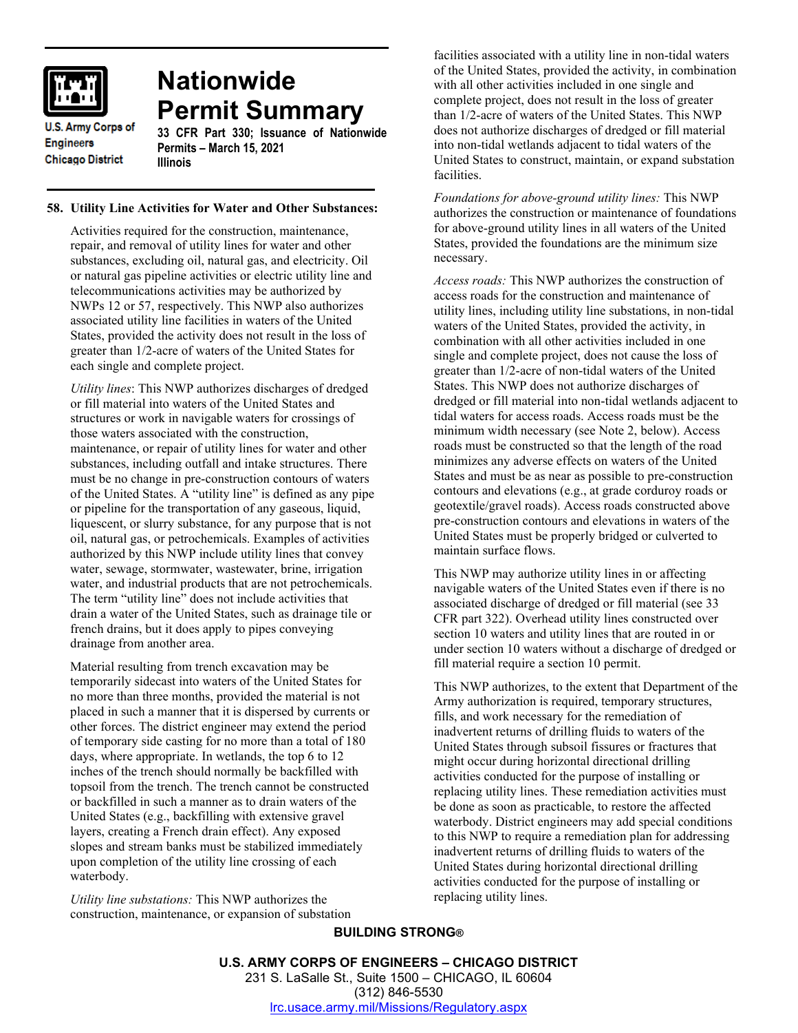# Nationwide Permit Summary

U.S. Army Corps of Engineers
Chicago District

**33 CFR Part 330; Issuance of Nationwide Permits – March 15, 2021**
**Illinois**

## 58. Utility Line Activities for Water and Other Substances:

Activities required for the construction, maintenance, repair, and removal of utility lines for water and other substances, excluding oil, natural gas, and electricity. Oil or natural gas pipeline activities or electric utility line and telecommunications activities may be authorized by NWPs 12 or 57, respectively. This NWP also authorizes associated utility line facilities in waters of the United States, provided the activity does not result in the loss of greater than 1/2-acre of waters of the United States for each single and complete project.

*Utility lines*: This NWP authorizes discharges of dredged or fill material into waters of the United States and structures or work in navigable waters for crossings of those waters associated with the construction, maintenance, or repair of utility lines for water and other substances, including outfall and intake structures. There must be no change in pre-construction contours of waters of the United States. A "utility line" is defined as any pipe or pipeline for the transportation of any gaseous, liquid, liquescent, or slurry substance, for any purpose that is not oil, natural gas, or petrochemicals. Examples of activities authorized by this NWP include utility lines that convey water, sewage, stormwater, wastewater, brine, irrigation water, and industrial products that are not petrochemicals. The term "utility line" does not include activities that drain a water of the United States, such as drainage tile or french drains, but it does apply to pipes conveying drainage from another area.

Material resulting from trench excavation may be temporarily sidecast into waters of the United States for no more than three months, provided the material is not placed in such a manner that it is dispersed by currents or other forces. The district engineer may extend the period of temporary side casting for no more than a total of 180 days, where appropriate. In wetlands, the top 6 to 12 inches of the trench should normally be backfilled with topsoil from the trench. The trench cannot be constructed or backfilled in such a manner as to drain waters of the United States (e.g., backfilling with extensive gravel layers, creating a French drain effect). Any exposed slopes and stream banks must be stabilized immediately upon completion of the utility line crossing of each waterbody.

*Utility line substations:* This NWP authorizes the construction, maintenance, or expansion of substation facilities associated with a utility line in non-tidal waters of the United States, provided the activity, in combination with all other activities included in one single and complete project, does not result in the loss of greater than 1/2-acre of waters of the United States. This NWP does not authorize discharges of dredged or fill material into non-tidal wetlands adjacent to tidal waters of the United States to construct, maintain, or expand substation facilities.

*Foundations for above-ground utility lines:* This NWP authorizes the construction or maintenance of foundations for above-ground utility lines in all waters of the United States, provided the foundations are the minimum size necessary.

*Access roads:* This NWP authorizes the construction of access roads for the construction and maintenance of utility lines, including utility line substations, in non-tidal waters of the United States, provided the activity, in combination with all other activities included in one single and complete project, does not cause the loss of greater than 1/2-acre of non-tidal waters of the United States. This NWP does not authorize discharges of dredged or fill material into non-tidal wetlands adjacent to tidal waters for access roads. Access roads must be the minimum width necessary (see Note 2, below). Access roads must be constructed so that the length of the road minimizes any adverse effects on waters of the United States and must be as near as possible to pre-construction contours and elevations (e.g., at grade corduroy roads or geotextile/gravel roads). Access roads constructed above pre-construction contours and elevations in waters of the United States must be properly bridged or culverted to maintain surface flows.

This NWP may authorize utility lines in or affecting navigable waters of the United States even if there is no associated discharge of dredged or fill material (see 33 CFR part 322). Overhead utility lines constructed over section 10 waters and utility lines that are routed in or under section 10 waters without a discharge of dredged or fill material require a section 10 permit.

This NWP authorizes, to the extent that Department of the Army authorization is required, temporary structures, fills, and work necessary for the remediation of inadvertent returns of drilling fluids to waters of the United States through subsoil fissures or fractures that might occur during horizontal directional drilling activities conducted for the purpose of installing or replacing utility lines. These remediation activities must be done as soon as practicable, to restore the affected waterbody. District engineers may add special conditions to this NWP to require a remediation plan for addressing inadvertent returns of drilling fluids to waters of the United States during horizontal directional drilling activities conducted for the purpose of installing or replacing utility lines.

**BUILDING STRONG®**

**U.S. ARMY CORPS OF ENGINEERS – CHICAGO DISTRICT**
231 S. LaSalle St., Suite 1500 – CHICAGO, IL 60604
(312) 846-5530
lrc.usace.army.mil/Missions/Regulatory.aspx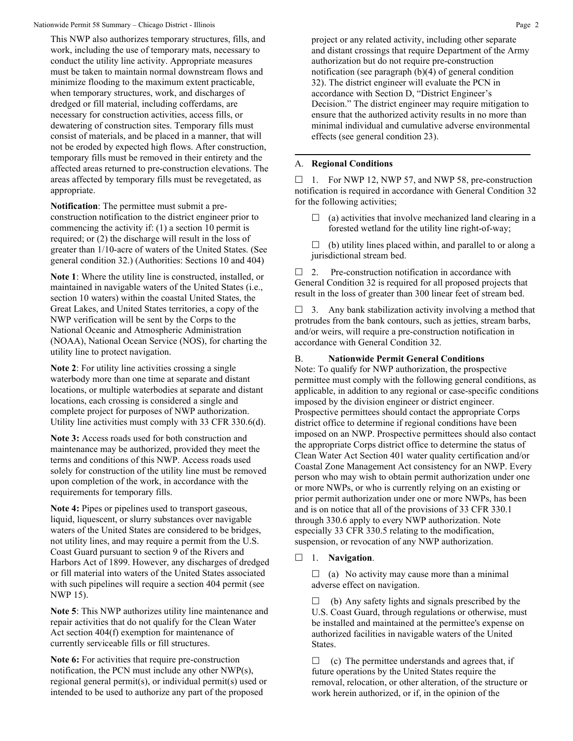This NWP also authorizes temporary structures, fills, and work, including the use of temporary mats, necessary to conduct the utility line activity. Appropriate measures must be taken to maintain normal downstream flows and minimize flooding to the maximum extent practicable, when temporary structures, work, and discharges of dredged or fill material, including cofferdams, are necessary for construction activities, access fills, or dewatering of construction sites. Temporary fills must consist of materials, and be placed in a manner, that will not be eroded by expected high flows. After construction, temporary fills must be removed in their entirety and the affected areas returned to pre-construction elevations. The areas affected by temporary fills must be revegetated, as appropriate.

**Notification**: The permittee must submit a pre-construction notification to the district engineer prior to commencing the activity if: (1) a section 10 permit is required; or (2) the discharge will result in the loss of greater than 1/10-acre of waters of the United States. (See general condition 32.) (Authorities: Sections 10 and 404)

**Note 1**: Where the utility line is constructed, installed, or maintained in navigable waters of the United States (i.e., section 10 waters) within the coastal United States, the Great Lakes, and United States territories, a copy of the NWP verification will be sent by the Corps to the National Oceanic and Atmospheric Administration (NOAA), National Ocean Service (NOS), for charting the utility line to protect navigation.

**Note 2**: For utility line activities crossing a single waterbody more than one time at separate and distant locations, or multiple waterbodies at separate and distant locations, each crossing is considered a single and complete project for purposes of NWP authorization. Utility line activities must comply with 33 CFR 330.6(d).

**Note 3:** Access roads used for both construction and maintenance may be authorized, provided they meet the terms and conditions of this NWP. Access roads used solely for construction of the utility line must be removed upon completion of the work, in accordance with the requirements for temporary fills.

**Note 4:** Pipes or pipelines used to transport gaseous, liquid, liquescent, or slurry substances over navigable waters of the United States are considered to be bridges, not utility lines, and may require a permit from the U.S. Coast Guard pursuant to section 9 of the Rivers and Harbors Act of 1899. However, any discharges of dredged or fill material into waters of the United States associated with such pipelines will require a section 404 permit (see NWP 15).

**Note 5**: This NWP authorizes utility line maintenance and repair activities that do not qualify for the Clean Water Act section 404(f) exemption for maintenance of currently serviceable fills or fill structures.

**Note 6:** For activities that require pre-construction notification, the PCN must include any other NWP(s), regional general permit(s), or individual permit(s) used or intended to be used to authorize any part of the proposed project or any related activity, including other separate and distant crossings that require Department of the Army authorization but do not require pre-construction notification (see paragraph (b)(4) of general condition 32). The district engineer will evaluate the PCN in accordance with Section D, "District Engineer's Decision." The district engineer may require mitigation to ensure that the authorized activity results in no more than minimal individual and cumulative adverse environmental effects (see general condition 23).

---

A. **Regional Conditions**

☐ 1. For NWP 12, NWP 57, and NWP 58, pre-construction notification is required in accordance with General Condition 32 for the following activities;

☐ (a) activities that involve mechanized land clearing in a forested wetland for the utility line right-of-way;

☐ (b) utility lines placed within, and parallel to or along a jurisdictional stream bed.

☐ 2. Pre-construction notification in accordance with General Condition 32 is required for all proposed projects that result in the loss of greater than 300 linear feet of stream bed.

☐ 3. Any bank stabilization activity involving a method that protrudes from the bank contours, such as jetties, stream barbs, and/or weirs, will require a pre-construction notification in accordance with General Condition 32.

B. **Nationwide Permit General Conditions**

Note: To qualify for NWP authorization, the prospective permittee must comply with the following general conditions, as applicable, in addition to any regional or case-specific conditions imposed by the division engineer or district engineer. Prospective permittees should contact the appropriate Corps district office to determine if regional conditions have been imposed on an NWP. Prospective permittees should also contact the appropriate Corps district office to determine the status of Clean Water Act Section 401 water quality certification and/or Coastal Zone Management Act consistency for an NWP. Every person who may wish to obtain permit authorization under one or more NWPs, or who is currently relying on an existing or prior permit authorization under one or more NWPs, has been and is on notice that all of the provisions of 33 CFR 330.1 through 330.6 apply to every NWP authorization. Note especially 33 CFR 330.5 relating to the modification, suspension, or revocation of any NWP authorization.

☐ 1. **Navigation**.

☐ (a) No activity may cause more than a minimal adverse effect on navigation.

☐ (b) Any safety lights and signals prescribed by the U.S. Coast Guard, through regulations or otherwise, must be installed and maintained at the permittee's expense on authorized facilities in navigable waters of the United States.

☐ (c) The permittee understands and agrees that, if future operations by the United States require the removal, relocation, or other alteration, of the structure or work herein authorized, or if, in the opinion of the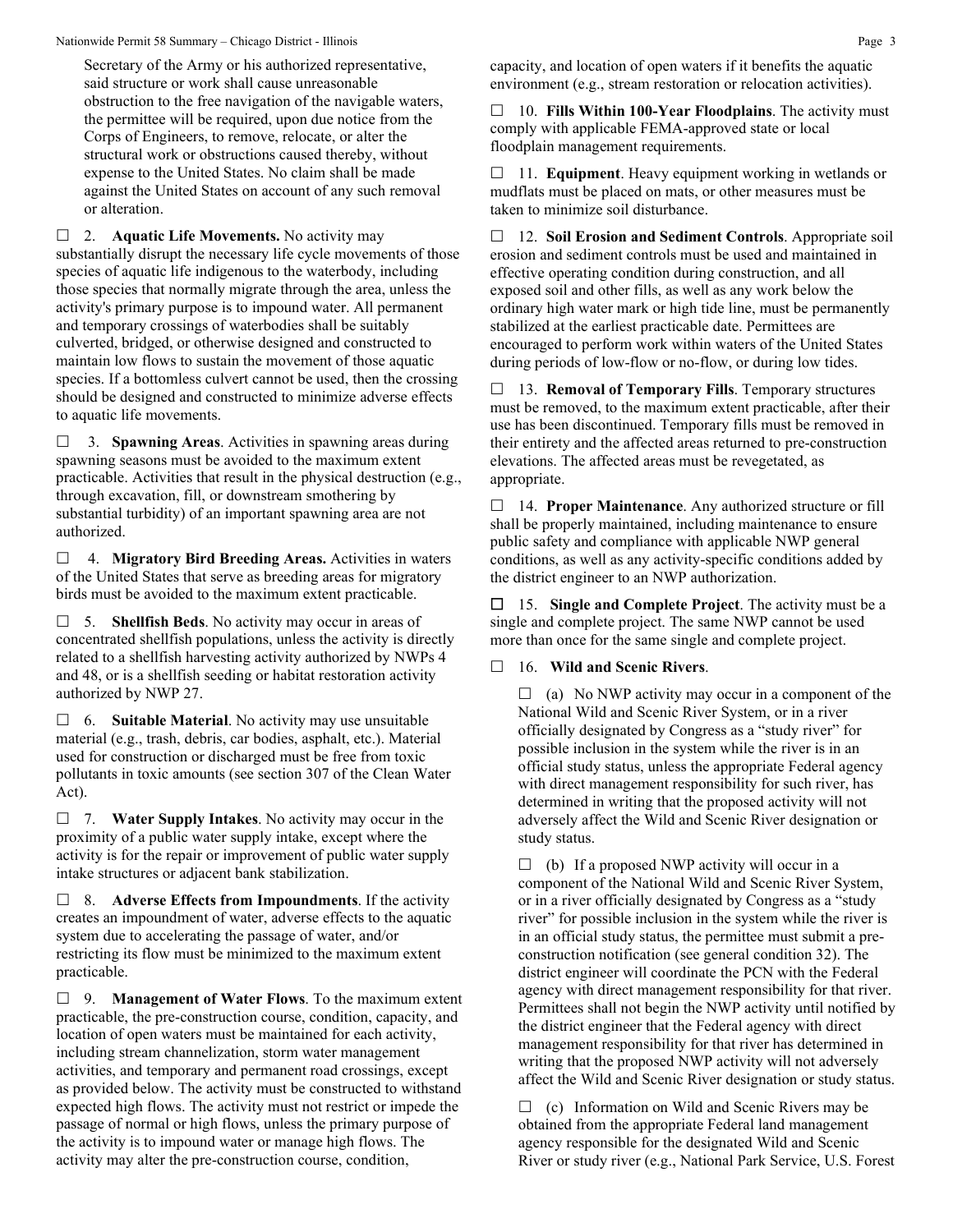Secretary of the Army or his authorized representative, said structure or work shall cause unreasonable obstruction to the free navigation of the navigable waters, the permittee will be required, upon due notice from the Corps of Engineers, to remove, relocate, or alter the structural work or obstructions caused thereby, without expense to the United States. No claim shall be made against the United States on account of any such removal or alteration.

☐ 2. **Aquatic Life Movements.** No activity may substantially disrupt the necessary life cycle movements of those species of aquatic life indigenous to the waterbody, including those species that normally migrate through the area, unless the activity's primary purpose is to impound water. All permanent and temporary crossings of waterbodies shall be suitably culverted, bridged, or otherwise designed and constructed to maintain low flows to sustain the movement of those aquatic species. If a bottomless culvert cannot be used, then the crossing should be designed and constructed to minimize adverse effects to aquatic life movements.

☐ 3. **Spawning Areas**. Activities in spawning areas during spawning seasons must be avoided to the maximum extent practicable. Activities that result in the physical destruction (e.g., through excavation, fill, or downstream smothering by substantial turbidity) of an important spawning area are not authorized.

☐ 4. **Migratory Bird Breeding Areas.** Activities in waters of the United States that serve as breeding areas for migratory birds must be avoided to the maximum extent practicable.

☐ 5. **Shellfish Beds**. No activity may occur in areas of concentrated shellfish populations, unless the activity is directly related to a shellfish harvesting activity authorized by NWPs 4 and 48, or is a shellfish seeding or habitat restoration activity authorized by NWP 27.

☐ 6. **Suitable Material**. No activity may use unsuitable material (e.g., trash, debris, car bodies, asphalt, etc.). Material used for construction or discharged must be free from toxic pollutants in toxic amounts (see section 307 of the Clean Water Act).

☐ 7. **Water Supply Intakes**. No activity may occur in the proximity of a public water supply intake, except where the activity is for the repair or improvement of public water supply intake structures or adjacent bank stabilization.

☐ 8. **Adverse Effects from Impoundments**. If the activity creates an impoundment of water, adverse effects to the aquatic system due to accelerating the passage of water, and/or restricting its flow must be minimized to the maximum extent practicable.

☐ 9. **Management of Water Flows**. To the maximum extent practicable, the pre-construction course, condition, capacity, and location of open waters must be maintained for each activity, including stream channelization, storm water management activities, and temporary and permanent road crossings, except as provided below. The activity must be constructed to withstand expected high flows. The activity must not restrict or impede the passage of normal or high flows, unless the primary purpose of the activity is to impound water or manage high flows. The activity may alter the pre-construction course, condition, capacity, and location of open waters if it benefits the aquatic environment (e.g., stream restoration or relocation activities).

☐ 10. **Fills Within 100-Year Floodplains**. The activity must comply with applicable FEMA-approved state or local floodplain management requirements.

☐ 11. **Equipment**. Heavy equipment working in wetlands or mudflats must be placed on mats, or other measures must be taken to minimize soil disturbance.

☐ 12. **Soil Erosion and Sediment Controls**. Appropriate soil erosion and sediment controls must be used and maintained in effective operating condition during construction, and all exposed soil and other fills, as well as any work below the ordinary high water mark or high tide line, must be permanently stabilized at the earliest practicable date. Permittees are encouraged to perform work within waters of the United States during periods of low-flow or no-flow, or during low tides.

☐ 13. **Removal of Temporary Fills**. Temporary structures must be removed, to the maximum extent practicable, after their use has been discontinued. Temporary fills must be removed in their entirety and the affected areas returned to pre-construction elevations. The affected areas must be revegetated, as appropriate.

☐ 14. **Proper Maintenance**. Any authorized structure or fill shall be properly maintained, including maintenance to ensure public safety and compliance with applicable NWP general conditions, as well as any activity-specific conditions added by the district engineer to an NWP authorization.

☐ 15. **Single and Complete Project**. The activity must be a single and complete project. The same NWP cannot be used more than once for the same single and complete project.

☐ 16. **Wild and Scenic Rivers**.

☐ (a) No NWP activity may occur in a component of the National Wild and Scenic River System, or in a river officially designated by Congress as a "study river" for possible inclusion in the system while the river is in an official study status, unless the appropriate Federal agency with direct management responsibility for such river, has determined in writing that the proposed activity will not adversely affect the Wild and Scenic River designation or study status.

☐ (b) If a proposed NWP activity will occur in a component of the National Wild and Scenic River System, or in a river officially designated by Congress as a "study river" for possible inclusion in the system while the river is in an official study status, the permittee must submit a pre-construction notification (see general condition 32). The district engineer will coordinate the PCN with the Federal agency with direct management responsibility for that river. Permittees shall not begin the NWP activity until notified by the district engineer that the Federal agency with direct management responsibility for that river has determined in writing that the proposed NWP activity will not adversely affect the Wild and Scenic River designation or study status.

☐ (c) Information on Wild and Scenic Rivers may be obtained from the appropriate Federal land management agency responsible for the designated Wild and Scenic River or study river (e.g., National Park Service, U.S. Forest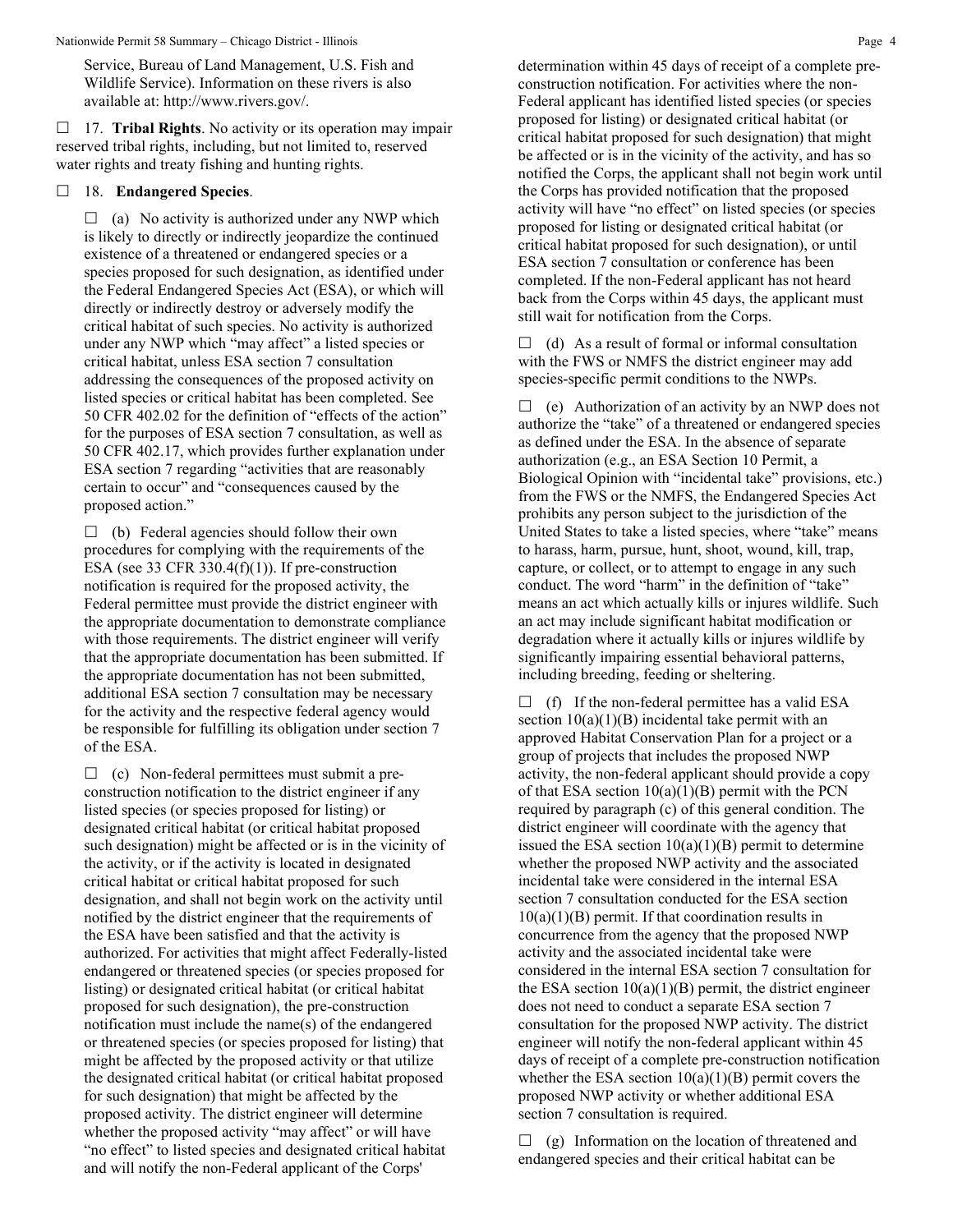Service, Bureau of Land Management, U.S. Fish and Wildlife Service). Information on these rivers is also available at: http://www.rivers.gov/.

☐ 17. **Tribal Rights**. No activity or its operation may impair reserved tribal rights, including, but not limited to, reserved water rights and treaty fishing and hunting rights.

☐ 18. **Endangered Species**.

☐ (a) No activity is authorized under any NWP which is likely to directly or indirectly jeopardize the continued existence of a threatened or endangered species or a species proposed for such designation, as identified under the Federal Endangered Species Act (ESA), or which will directly or indirectly destroy or adversely modify the critical habitat of such species. No activity is authorized under any NWP which "may affect" a listed species or critical habitat, unless ESA section 7 consultation addressing the consequences of the proposed activity on listed species or critical habitat has been completed. See 50 CFR 402.02 for the definition of "effects of the action" for the purposes of ESA section 7 consultation, as well as 50 CFR 402.17, which provides further explanation under ESA section 7 regarding "activities that are reasonably certain to occur" and "consequences caused by the proposed action."

☐ (b) Federal agencies should follow their own procedures for complying with the requirements of the ESA (see 33 CFR 330.4(f)(1)). If pre-construction notification is required for the proposed activity, the Federal permittee must provide the district engineer with the appropriate documentation to demonstrate compliance with those requirements. The district engineer will verify that the appropriate documentation has been submitted. If the appropriate documentation has not been submitted, additional ESA section 7 consultation may be necessary for the activity and the respective federal agency would be responsible for fulfilling its obligation under section 7 of the ESA.

☐ (c) Non-federal permittees must submit a pre-construction notification to the district engineer if any listed species (or species proposed for listing) or designated critical habitat (or critical habitat proposed such designation) might be affected or is in the vicinity of the activity, or if the activity is located in designated critical habitat or critical habitat proposed for such designation, and shall not begin work on the activity until notified by the district engineer that the requirements of the ESA have been satisfied and that the activity is authorized. For activities that might affect Federally-listed endangered or threatened species (or species proposed for listing) or designated critical habitat (or critical habitat proposed for such designation), the pre-construction notification must include the name(s) of the endangered or threatened species (or species proposed for listing) that might be affected by the proposed activity or that utilize the designated critical habitat (or critical habitat proposed for such designation) that might be affected by the proposed activity. The district engineer will determine whether the proposed activity "may affect" or will have "no effect" to listed species and designated critical habitat and will notify the non-Federal applicant of the Corps' determination within 45 days of receipt of a complete pre-construction notification. For activities where the non-Federal applicant has identified listed species (or species proposed for listing) or designated critical habitat (or critical habitat proposed for such designation) that might be affected or is in the vicinity of the activity, and has so notified the Corps, the applicant shall not begin work until the Corps has provided notification that the proposed activity will have "no effect" on listed species (or species proposed for listing or designated critical habitat (or critical habitat proposed for such designation), or until ESA section 7 consultation or conference has been completed. If the non-Federal applicant has not heard back from the Corps within 45 days, the applicant must still wait for notification from the Corps.

☐ (d) As a result of formal or informal consultation with the FWS or NMFS the district engineer may add species-specific permit conditions to the NWPs.

☐ (e) Authorization of an activity by an NWP does not authorize the "take" of a threatened or endangered species as defined under the ESA. In the absence of separate authorization (e.g., an ESA Section 10 Permit, a Biological Opinion with "incidental take" provisions, etc.) from the FWS or the NMFS, the Endangered Species Act prohibits any person subject to the jurisdiction of the United States to take a listed species, where "take" means to harass, harm, pursue, hunt, shoot, wound, kill, trap, capture, or collect, or to attempt to engage in any such conduct. The word "harm" in the definition of "take" means an act which actually kills or injures wildlife. Such an act may include significant habitat modification or degradation where it actually kills or injures wildlife by significantly impairing essential behavioral patterns, including breeding, feeding or sheltering.

☐ (f) If the non-federal permittee has a valid ESA section 10(a)(1)(B) incidental take permit with an approved Habitat Conservation Plan for a project or a group of projects that includes the proposed NWP activity, the non-federal applicant should provide a copy of that ESA section 10(a)(1)(B) permit with the PCN required by paragraph (c) of this general condition. The district engineer will coordinate with the agency that issued the ESA section 10(a)(1)(B) permit to determine whether the proposed NWP activity and the associated incidental take were considered in the internal ESA section 7 consultation conducted for the ESA section 10(a)(1)(B) permit. If that coordination results in concurrence from the agency that the proposed NWP activity and the associated incidental take were considered in the internal ESA section 7 consultation for the ESA section 10(a)(1)(B) permit, the district engineer does not need to conduct a separate ESA section 7 consultation for the proposed NWP activity. The district engineer will notify the non-federal applicant within 45 days of receipt of a complete pre-construction notification whether the ESA section 10(a)(1)(B) permit covers the proposed NWP activity or whether additional ESA section 7 consultation is required.

☐ (g) Information on the location of threatened and endangered species and their critical habitat can be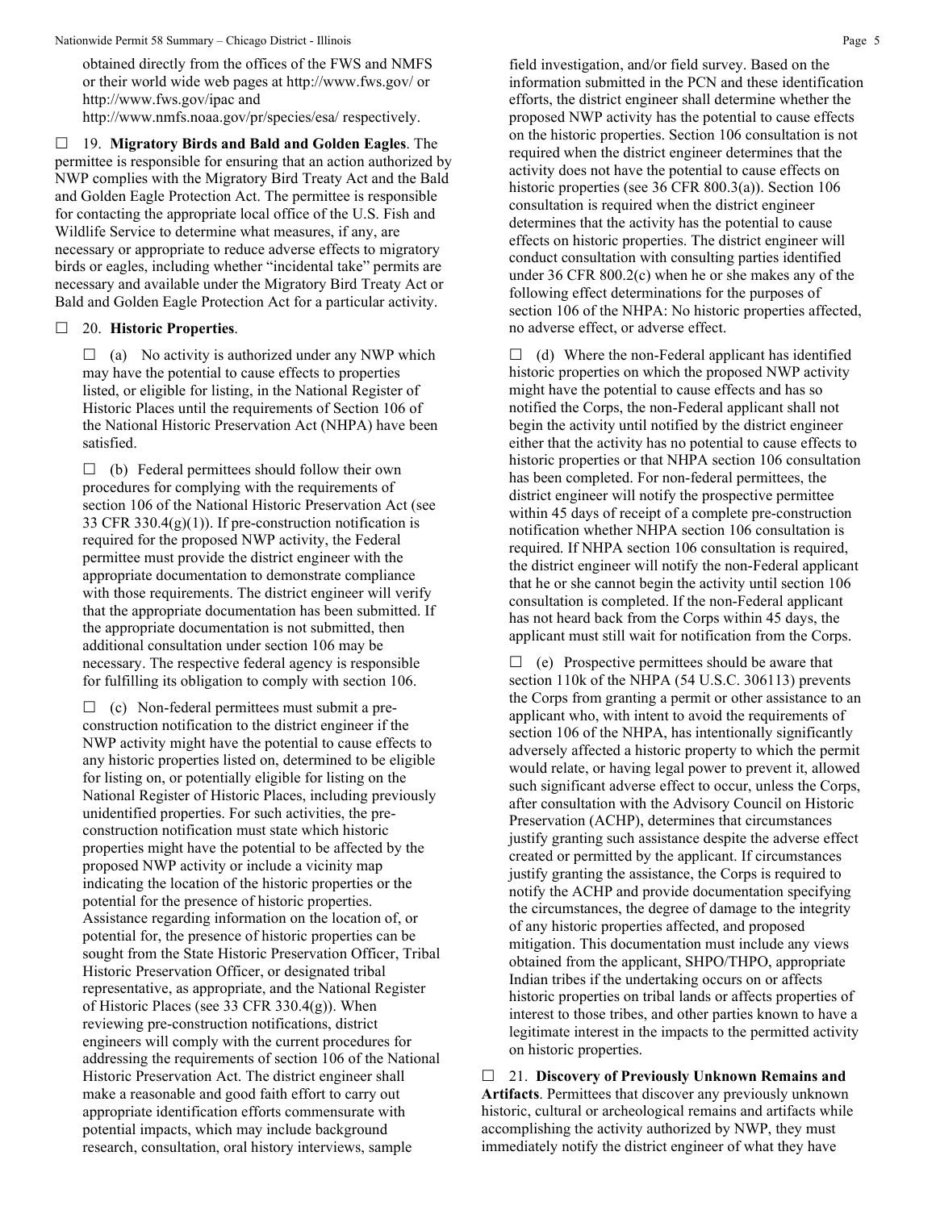obtained directly from the offices of the FWS and NMFS or their world wide web pages at http://www.fws.gov/ or http://www.fws.gov/ipac and http://www.nmfs.noaa.gov/pr/species/esa/ respectively.

☐ 19. **Migratory Birds and Bald and Golden Eagles**. The permittee is responsible for ensuring that an action authorized by NWP complies with the Migratory Bird Treaty Act and the Bald and Golden Eagle Protection Act. The permittee is responsible for contacting the appropriate local office of the U.S. Fish and Wildlife Service to determine what measures, if any, are necessary or appropriate to reduce adverse effects to migratory birds or eagles, including whether "incidental take" permits are necessary and available under the Migratory Bird Treaty Act or Bald and Golden Eagle Protection Act for a particular activity.

☐ 20. **Historic Properties**.

☐ (a) No activity is authorized under any NWP which may have the potential to cause effects to properties listed, or eligible for listing, in the National Register of Historic Places until the requirements of Section 106 of the National Historic Preservation Act (NHPA) have been satisfied.

☐ (b) Federal permittees should follow their own procedures for complying with the requirements of section 106 of the National Historic Preservation Act (see 33 CFR 330.4(g)(1)). If pre-construction notification is required for the proposed NWP activity, the Federal permittee must provide the district engineer with the appropriate documentation to demonstrate compliance with those requirements. The district engineer will verify that the appropriate documentation has been submitted. If the appropriate documentation is not submitted, then additional consultation under section 106 may be necessary. The respective federal agency is responsible for fulfilling its obligation to comply with section 106.

☐ (c) Non-federal permittees must submit a pre-construction notification to the district engineer if the NWP activity might have the potential to cause effects to any historic properties listed on, determined to be eligible for listing on, or potentially eligible for listing on the National Register of Historic Places, including previously unidentified properties. For such activities, the pre-construction notification must state which historic properties might have the potential to be affected by the proposed NWP activity or include a vicinity map indicating the location of the historic properties or the potential for the presence of historic properties. Assistance regarding information on the location of, or potential for, the presence of historic properties can be sought from the State Historic Preservation Officer, Tribal Historic Preservation Officer, or designated tribal representative, as appropriate, and the National Register of Historic Places (see 33 CFR 330.4(g)). When reviewing pre-construction notifications, district engineers will comply with the current procedures for addressing the requirements of section 106 of the National Historic Preservation Act. The district engineer shall make a reasonable and good faith effort to carry out appropriate identification efforts commensurate with potential impacts, which may include background research, consultation, oral history interviews, sample field investigation, and/or field survey. Based on the information submitted in the PCN and these identification efforts, the district engineer shall determine whether the proposed NWP activity has the potential to cause effects on the historic properties. Section 106 consultation is not required when the district engineer determines that the activity does not have the potential to cause effects on historic properties (see 36 CFR 800.3(a)). Section 106 consultation is required when the district engineer determines that the activity has the potential to cause effects on historic properties. The district engineer will conduct consultation with consulting parties identified under 36 CFR 800.2(c) when he or she makes any of the following effect determinations for the purposes of section 106 of the NHPA: No historic properties affected, no adverse effect, or adverse effect.

☐ (d) Where the non-Federal applicant has identified historic properties on which the proposed NWP activity might have the potential to cause effects and has so notified the Corps, the non-Federal applicant shall not begin the activity until notified by the district engineer either that the activity has no potential to cause effects to historic properties or that NHPA section 106 consultation has been completed. For non-federal permittees, the district engineer will notify the prospective permittee within 45 days of receipt of a complete pre-construction notification whether NHPA section 106 consultation is required. If NHPA section 106 consultation is required, the district engineer will notify the non-Federal applicant that he or she cannot begin the activity until section 106 consultation is completed. If the non-Federal applicant has not heard back from the Corps within 45 days, the applicant must still wait for notification from the Corps.

☐ (e) Prospective permittees should be aware that section 110k of the NHPA (54 U.S.C. 306113) prevents the Corps from granting a permit or other assistance to an applicant who, with intent to avoid the requirements of section 106 of the NHPA, has intentionally significantly adversely affected a historic property to which the permit would relate, or having legal power to prevent it, allowed such significant adverse effect to occur, unless the Corps, after consultation with the Advisory Council on Historic Preservation (ACHP), determines that circumstances justify granting such assistance despite the adverse effect created or permitted by the applicant. If circumstances justify granting the assistance, the Corps is required to notify the ACHP and provide documentation specifying the circumstances, the degree of damage to the integrity of any historic properties affected, and proposed mitigation. This documentation must include any views obtained from the applicant, SHPO/THPO, appropriate Indian tribes if the undertaking occurs on or affects historic properties on tribal lands or affects properties of interest to those tribes, and other parties known to have a legitimate interest in the impacts to the permitted activity on historic properties.

☐ 21. **Discovery of Previously Unknown Remains and Artifacts**. Permittees that discover any previously unknown historic, cultural or archeological remains and artifacts while accomplishing the activity authorized by NWP, they must immediately notify the district engineer of what they have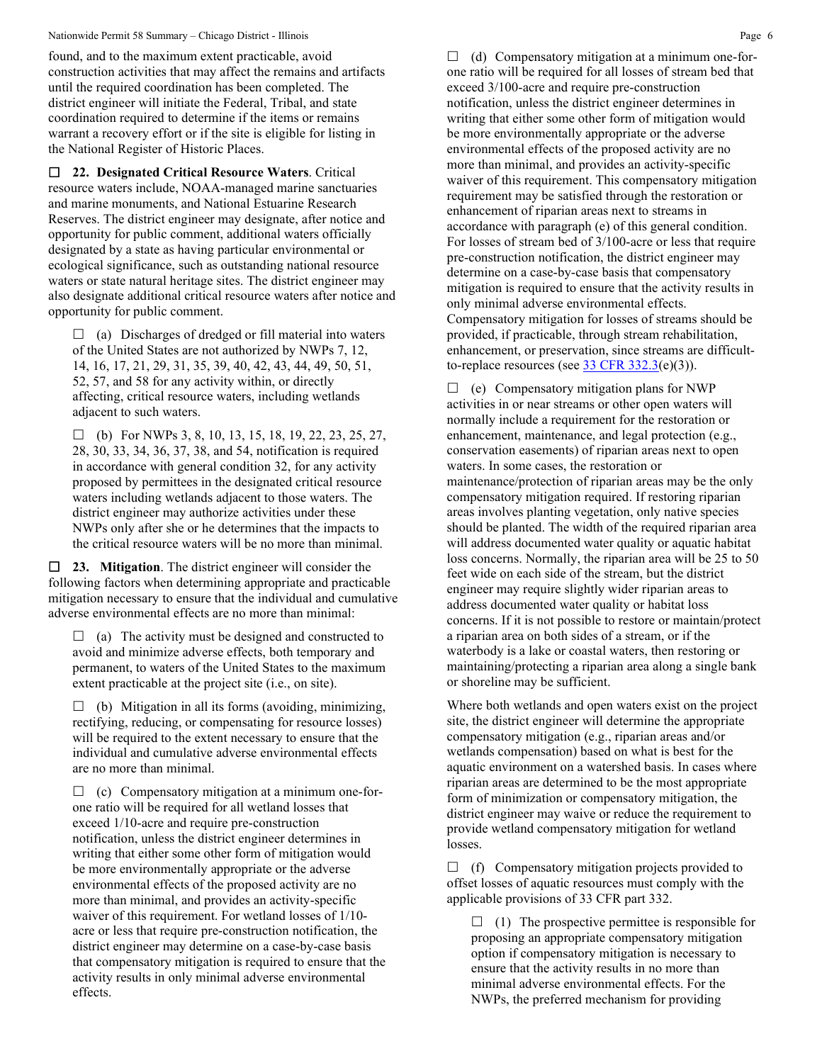found, and to the maximum extent practicable, avoid construction activities that may affect the remains and artifacts until the required coordination has been completed. The district engineer will initiate the Federal, Tribal, and state coordination required to determine if the items or remains warrant a recovery effort or if the site is eligible for listing in the National Register of Historic Places.

☐ **22. Designated Critical Resource Waters**. Critical resource waters include, NOAA-managed marine sanctuaries and marine monuments, and National Estuarine Research Reserves. The district engineer may designate, after notice and opportunity for public comment, additional waters officially designated by a state as having particular environmental or ecological significance, such as outstanding national resource waters or state natural heritage sites. The district engineer may also designate additional critical resource waters after notice and opportunity for public comment.

> ☐ (a) Discharges of dredged or fill material into waters of the United States are not authorized by NWPs 7, 12, 14, 16, 17, 21, 29, 31, 35, 39, 40, 42, 43, 44, 49, 50, 51, 52, 57, and 58 for any activity within, or directly affecting, critical resource waters, including wetlands adjacent to such waters.
>
> ☐ (b) For NWPs 3, 8, 10, 13, 15, 18, 19, 22, 23, 25, 27, 28, 30, 33, 34, 36, 37, 38, and 54, notification is required in accordance with general condition 32, for any activity proposed by permittees in the designated critical resource waters including wetlands adjacent to those waters. The district engineer may authorize activities under these NWPs only after she or he determines that the impacts to the critical resource waters will be no more than minimal.

☐ **23. Mitigation**. The district engineer will consider the following factors when determining appropriate and practicable mitigation necessary to ensure that the individual and cumulative adverse environmental effects are no more than minimal:

> ☐ (a) The activity must be designed and constructed to avoid and minimize adverse effects, both temporary and permanent, to waters of the United States to the maximum extent practicable at the project site (i.e., on site).
>
> ☐ (b) Mitigation in all its forms (avoiding, minimizing, rectifying, reducing, or compensating for resource losses) will be required to the extent necessary to ensure that the individual and cumulative adverse environmental effects are no more than minimal.
>
> ☐ (c) Compensatory mitigation at a minimum one-for-one ratio will be required for all wetland losses that exceed 1/10-acre and require pre-construction notification, unless the district engineer determines in writing that either some other form of mitigation would be more environmentally appropriate or the adverse environmental effects of the proposed activity are no more than minimal, and provides an activity-specific waiver of this requirement. For wetland losses of 1/10-acre or less that require pre-construction notification, the district engineer may determine on a case-by-case basis that compensatory mitigation is required to ensure that the activity results in only minimal adverse environmental effects.
>
> ☐ (d) Compensatory mitigation at a minimum one-for-one ratio will be required for all losses of stream bed that exceed 3/100-acre and require pre-construction notification, unless the district engineer determines in writing that either some other form of mitigation would be more environmentally appropriate or the adverse environmental effects of the proposed activity are no more than minimal, and provides an activity-specific waiver of this requirement. This compensatory mitigation requirement may be satisfied through the restoration or enhancement of riparian areas next to streams in accordance with paragraph (e) of this general condition. For losses of stream bed of 3/100-acre or less that require pre-construction notification, the district engineer may determine on a case-by-case basis that compensatory mitigation is required to ensure that the activity results in only minimal adverse environmental effects. Compensatory mitigation for losses of streams should be provided, if practicable, through stream rehabilitation, enhancement, or preservation, since streams are difficult-to-replace resources (see [33 CFR 332.3](e)(3)).
>
> ☐ (e) Compensatory mitigation plans for NWP activities in or near streams or other open waters will normally include a requirement for the restoration or enhancement, maintenance, and legal protection (e.g., conservation easements) of riparian areas next to open waters. In some cases, the restoration or maintenance/protection of riparian areas may be the only compensatory mitigation required. If restoring riparian areas involves planting vegetation, only native species should be planted. The width of the required riparian area will address documented water quality or aquatic habitat loss concerns. Normally, the riparian area will be 25 to 50 feet wide on each side of the stream, but the district engineer may require slightly wider riparian areas to address documented water quality or habitat loss concerns. If it is not possible to restore or maintain/protect a riparian area on both sides of a stream, or if the waterbody is a lake or coastal waters, then restoring or maintaining/protecting a riparian area along a single bank or shoreline may be sufficient.
>
> Where both wetlands and open waters exist on the project site, the district engineer will determine the appropriate compensatory mitigation (e.g., riparian areas and/or wetlands compensation) based on what is best for the aquatic environment on a watershed basis. In cases where riparian areas are determined to be the most appropriate form of minimization or compensatory mitigation, the district engineer may waive or reduce the requirement to provide wetland compensatory mitigation for wetland losses.
>
> ☐ (f) Compensatory mitigation projects provided to offset losses of aquatic resources must comply with the applicable provisions of 33 CFR part 332.
>
> > ☐ (1) The prospective permittee is responsible for proposing an appropriate compensatory mitigation option if compensatory mitigation is necessary to ensure that the activity results in no more than minimal adverse environmental effects. For the NWPs, the preferred mechanism for providing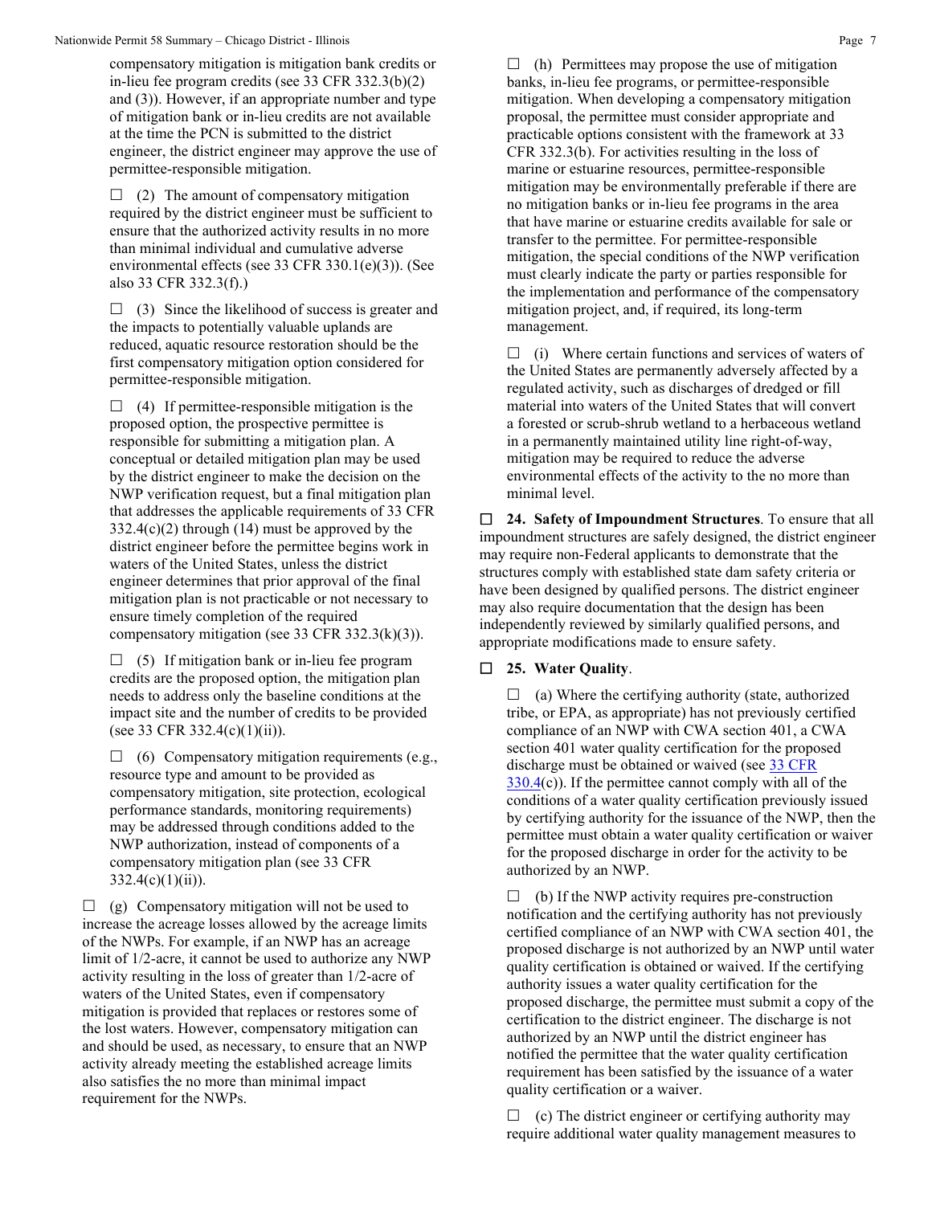compensatory mitigation is mitigation bank credits or in-lieu fee program credits (see 33 CFR 332.3(b)(2) and (3)). However, if an appropriate number and type of mitigation bank or in-lieu credits are not available at the time the PCN is submitted to the district engineer, the district engineer may approve the use of permittee-responsible mitigation.

☐ (2) The amount of compensatory mitigation required by the district engineer must be sufficient to ensure that the authorized activity results in no more than minimal individual and cumulative adverse environmental effects (see 33 CFR 330.1(e)(3)). (See also 33 CFR 332.3(f).)

☐ (3) Since the likelihood of success is greater and the impacts to potentially valuable uplands are reduced, aquatic resource restoration should be the first compensatory mitigation option considered for permittee-responsible mitigation.

☐ (4) If permittee-responsible mitigation is the proposed option, the prospective permittee is responsible for submitting a mitigation plan. A conceptual or detailed mitigation plan may be used by the district engineer to make the decision on the NWP verification request, but a final mitigation plan that addresses the applicable requirements of 33 CFR 332.4(c)(2) through (14) must be approved by the district engineer before the permittee begins work in waters of the United States, unless the district engineer determines that prior approval of the final mitigation plan is not practicable or not necessary to ensure timely completion of the required compensatory mitigation (see 33 CFR 332.3(k)(3)).

☐ (5) If mitigation bank or in-lieu fee program credits are the proposed option, the mitigation plan needs to address only the baseline conditions at the impact site and the number of credits to be provided (see 33 CFR 332.4(c)(1)(ii)).

☐ (6) Compensatory mitigation requirements (e.g., resource type and amount to be provided as compensatory mitigation, site protection, ecological performance standards, monitoring requirements) may be addressed through conditions added to the NWP authorization, instead of components of a compensatory mitigation plan (see 33 CFR 332.4(c)(1)(ii)).

☐ (g) Compensatory mitigation will not be used to increase the acreage losses allowed by the acreage limits of the NWPs. For example, if an NWP has an acreage limit of 1/2-acre, it cannot be used to authorize any NWP activity resulting in the loss of greater than 1/2-acre of waters of the United States, even if compensatory mitigation is provided that replaces or restores some of the lost waters. However, compensatory mitigation can and should be used, as necessary, to ensure that an NWP activity already meeting the established acreage limits also satisfies the no more than minimal impact requirement for the NWPs.

☐ (h) Permittees may propose the use of mitigation banks, in-lieu fee programs, or permittee-responsible mitigation. When developing a compensatory mitigation proposal, the permittee must consider appropriate and practicable options consistent with the framework at 33 CFR 332.3(b). For activities resulting in the loss of marine or estuarine resources, permittee-responsible mitigation may be environmentally preferable if there are no mitigation banks or in-lieu fee programs in the area that have marine or estuarine credits available for sale or transfer to the permittee. For permittee-responsible mitigation, the special conditions of the NWP verification must clearly indicate the party or parties responsible for the implementation and performance of the compensatory mitigation project, and, if required, its long-term management.

☐ (i) Where certain functions and services of waters of the United States are permanently adversely affected by a regulated activity, such as discharges of dredged or fill material into waters of the United States that will convert a forested or scrub-shrub wetland to a herbaceous wetland in a permanently maintained utility line right-of-way, mitigation may be required to reduce the adverse environmental effects of the activity to the no more than minimal level.

☐ **24. Safety of Impoundment Structures**. To ensure that all impoundment structures are safely designed, the district engineer may require non-Federal applicants to demonstrate that the structures comply with established state dam safety criteria or have been designed by qualified persons. The district engineer may also require documentation that the design has been independently reviewed by similarly qualified persons, and appropriate modifications made to ensure safety.

☐ **25. Water Quality**.

☐ (a) Where the certifying authority (state, authorized tribe, or EPA, as appropriate) has not previously certified compliance of an NWP with CWA section 401, a CWA section 401 water quality certification for the proposed discharge must be obtained or waived (see 33 CFR 330.4(c)). If the permittee cannot comply with all of the conditions of a water quality certification previously issued by certifying authority for the issuance of the NWP, then the permittee must obtain a water quality certification or waiver for the proposed discharge in order for the activity to be authorized by an NWP.

☐ (b) If the NWP activity requires pre-construction notification and the certifying authority has not previously certified compliance of an NWP with CWA section 401, the proposed discharge is not authorized by an NWP until water quality certification is obtained or waived. If the certifying authority issues a water quality certification for the proposed discharge, the permittee must submit a copy of the certification to the district engineer. The discharge is not authorized by an NWP until the district engineer has notified the permittee that the water quality certification requirement has been satisfied by the issuance of a water quality certification or a waiver.

☐ (c) The district engineer or certifying authority may require additional water quality management measures to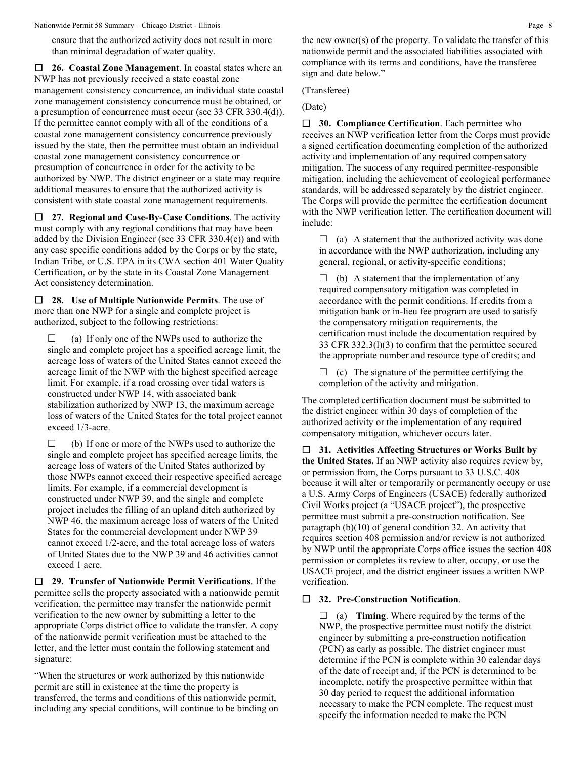ensure that the authorized activity does not result in more than minimal degradation of water quality.

☐ **26. Coastal Zone Management**. In coastal states where an NWP has not previously received a state coastal zone management consistency concurrence, an individual state coastal zone management consistency concurrence must be obtained, or a presumption of concurrence must occur (see 33 CFR 330.4(d)). If the permittee cannot comply with all of the conditions of a coastal zone management consistency concurrence previously issued by the state, then the permittee must obtain an individual coastal zone management consistency concurrence or presumption of concurrence in order for the activity to be authorized by NWP. The district engineer or a state may require additional measures to ensure that the authorized activity is consistent with state coastal zone management requirements.

☐ **27. Regional and Case-By-Case Conditions**. The activity must comply with any regional conditions that may have been added by the Division Engineer (see 33 CFR 330.4(e)) and with any case specific conditions added by the Corps or by the state, Indian Tribe, or U.S. EPA in its CWA section 401 Water Quality Certification, or by the state in its Coastal Zone Management Act consistency determination.

☐ **28. Use of Multiple Nationwide Permits**. The use of more than one NWP for a single and complete project is authorized, subject to the following restrictions:

☐ (a) If only one of the NWPs used to authorize the single and complete project has a specified acreage limit, the acreage loss of waters of the United States cannot exceed the acreage limit of the NWP with the highest specified acreage limit. For example, if a road crossing over tidal waters is constructed under NWP 14, with associated bank stabilization authorized by NWP 13, the maximum acreage loss of waters of the United States for the total project cannot exceed 1/3-acre.

☐ (b) If one or more of the NWPs used to authorize the single and complete project has specified acreage limits, the acreage loss of waters of the United States authorized by those NWPs cannot exceed their respective specified acreage limits. For example, if a commercial development is constructed under NWP 39, and the single and complete project includes the filling of an upland ditch authorized by NWP 46, the maximum acreage loss of waters of the United States for the commercial development under NWP 39 cannot exceed 1/2-acre, and the total acreage loss of waters of United States due to the NWP 39 and 46 activities cannot exceed 1 acre.

☐ **29. Transfer of Nationwide Permit Verifications**. If the permittee sells the property associated with a nationwide permit verification, the permittee may transfer the nationwide permit verification to the new owner by submitting a letter to the appropriate Corps district office to validate the transfer. A copy of the nationwide permit verification must be attached to the letter, and the letter must contain the following statement and signature:

"When the structures or work authorized by this nationwide permit are still in existence at the time the property is transferred, the terms and conditions of this nationwide permit, including any special conditions, will continue to be binding on the new owner(s) of the property. To validate the transfer of this nationwide permit and the associated liabilities associated with compliance with its terms and conditions, have the transferee sign and date below."

(Transferee)

(Date)

☐ **30. Compliance Certification**. Each permittee who receives an NWP verification letter from the Corps must provide a signed certification documenting completion of the authorized activity and implementation of any required compensatory mitigation. The success of any required permittee-responsible mitigation, including the achievement of ecological performance standards, will be addressed separately by the district engineer. The Corps will provide the permittee the certification document with the NWP verification letter. The certification document will include:

☐ (a) A statement that the authorized activity was done in accordance with the NWP authorization, including any general, regional, or activity-specific conditions;

☐ (b) A statement that the implementation of any required compensatory mitigation was completed in accordance with the permit conditions. If credits from a mitigation bank or in-lieu fee program are used to satisfy the compensatory mitigation requirements, the certification must include the documentation required by 33 CFR 332.3(l)(3) to confirm that the permittee secured the appropriate number and resource type of credits; and

☐ (c) The signature of the permittee certifying the completion of the activity and mitigation.

The completed certification document must be submitted to the district engineer within 30 days of completion of the authorized activity or the implementation of any required compensatory mitigation, whichever occurs later.

☐ **31. Activities Affecting Structures or Works Built by the United States.** If an NWP activity also requires review by, or permission from, the Corps pursuant to 33 U.S.C. 408 because it will alter or temporarily or permanently occupy or use a U.S. Army Corps of Engineers (USACE) federally authorized Civil Works project (a "USACE project"), the prospective permittee must submit a pre-construction notification. See paragraph (b)(10) of general condition 32. An activity that requires section 408 permission and/or review is not authorized by NWP until the appropriate Corps office issues the section 408 permission or completes its review to alter, occupy, or use the USACE project, and the district engineer issues a written NWP verification.

☐ **32. Pre-Construction Notification**.

☐ (a) **Timing**. Where required by the terms of the NWP, the prospective permittee must notify the district engineer by submitting a pre-construction notification (PCN) as early as possible. The district engineer must determine if the PCN is complete within 30 calendar days of the date of receipt and, if the PCN is determined to be incomplete, notify the prospective permittee within that 30 day period to request the additional information necessary to make the PCN complete. The request must specify the information needed to make the PCN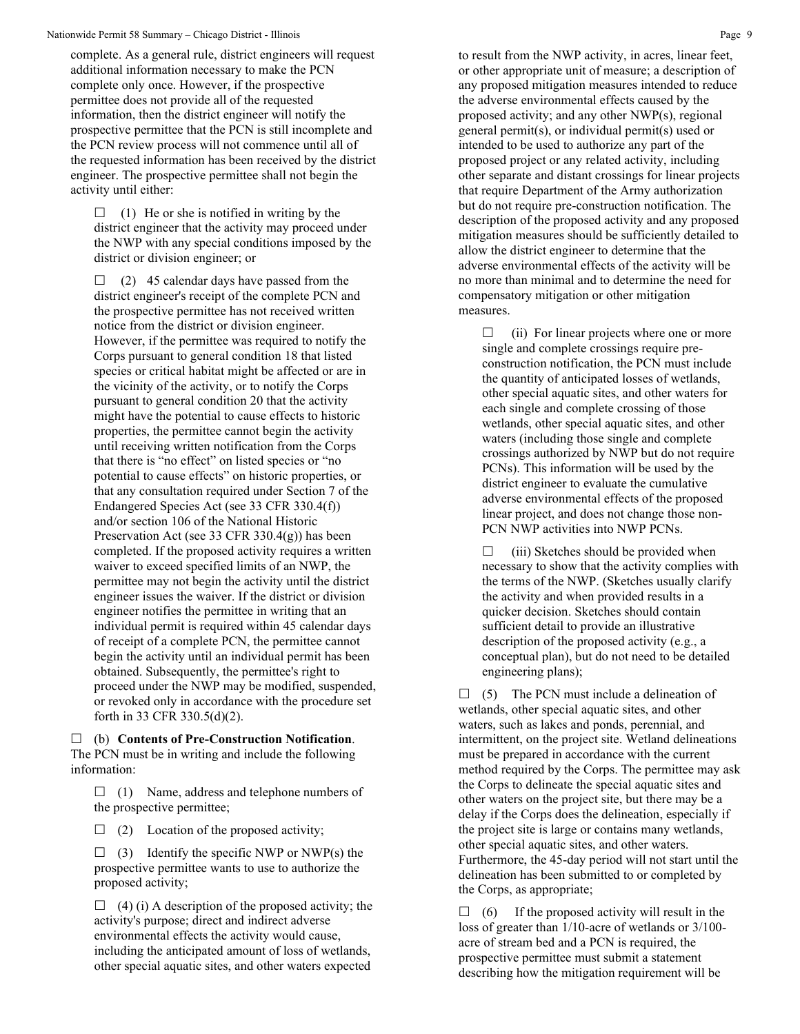complete. As a general rule, district engineers will request additional information necessary to make the PCN complete only once. However, if the prospective permittee does not provide all of the requested information, then the district engineer will notify the prospective permittee that the PCN is still incomplete and the PCN review process will not commence until all of the requested information has been received by the district engineer. The prospective permittee shall not begin the activity until either:

☐ (1) He or she is notified in writing by the district engineer that the activity may proceed under the NWP with any special conditions imposed by the district or division engineer; or

☐ (2) 45 calendar days have passed from the district engineer's receipt of the complete PCN and the prospective permittee has not received written notice from the district or division engineer. However, if the permittee was required to notify the Corps pursuant to general condition 18 that listed species or critical habitat might be affected or are in the vicinity of the activity, or to notify the Corps pursuant to general condition 20 that the activity might have the potential to cause effects to historic properties, the permittee cannot begin the activity until receiving written notification from the Corps that there is "no effect" on listed species or "no potential to cause effects" on historic properties, or that any consultation required under Section 7 of the Endangered Species Act (see 33 CFR 330.4(f)) and/or section 106 of the National Historic Preservation Act (see 33 CFR 330.4(g)) has been completed. If the proposed activity requires a written waiver to exceed specified limits of an NWP, the permittee may not begin the activity until the district engineer issues the waiver. If the district or division engineer notifies the permittee in writing that an individual permit is required within 45 calendar days of receipt of a complete PCN, the permittee cannot begin the activity until an individual permit has been obtained. Subsequently, the permittee's right to proceed under the NWP may be modified, suspended, or revoked only in accordance with the procedure set forth in 33 CFR 330.5(d)(2).

☐ (b) **Contents of Pre-Construction Notification**. The PCN must be in writing and include the following information:

☐ (1) Name, address and telephone numbers of the prospective permittee;

☐ (2) Location of the proposed activity;

☐ (3) Identify the specific NWP or NWP(s) the prospective permittee wants to use to authorize the proposed activity;

☐ (4) (i) A description of the proposed activity; the activity's purpose; direct and indirect adverse environmental effects the activity would cause, including the anticipated amount of loss of wetlands, other special aquatic sites, and other waters expected to result from the NWP activity, in acres, linear feet, or other appropriate unit of measure; a description of any proposed mitigation measures intended to reduce the adverse environmental effects caused by the proposed activity; and any other NWP(s), regional general permit(s), or individual permit(s) used or intended to be used to authorize any part of the proposed project or any related activity, including other separate and distant crossings for linear projects that require Department of the Army authorization but do not require pre-construction notification. The description of the proposed activity and any proposed mitigation measures should be sufficiently detailed to allow the district engineer to determine that the adverse environmental effects of the activity will be no more than minimal and to determine the need for compensatory mitigation or other mitigation measures.

☐ (ii) For linear projects where one or more single and complete crossings require pre-construction notification, the PCN must include the quantity of anticipated losses of wetlands, other special aquatic sites, and other waters for each single and complete crossing of those wetlands, other special aquatic sites, and other waters (including those single and complete crossings authorized by NWP but do not require PCNs). This information will be used by the district engineer to evaluate the cumulative adverse environmental effects of the proposed linear project, and does not change those non-PCN NWP activities into NWP PCNs.

☐ (iii) Sketches should be provided when necessary to show that the activity complies with the terms of the NWP. (Sketches usually clarify the activity and when provided results in a quicker decision. Sketches should contain sufficient detail to provide an illustrative description of the proposed activity (e.g., a conceptual plan), but do not need to be detailed engineering plans);

☐ (5) The PCN must include a delineation of wetlands, other special aquatic sites, and other waters, such as lakes and ponds, perennial, and intermittent, on the project site. Wetland delineations must be prepared in accordance with the current method required by the Corps. The permittee may ask the Corps to delineate the special aquatic sites and other waters on the project site, but there may be a delay if the Corps does the delineation, especially if the project site is large or contains many wetlands, other special aquatic sites, and other waters. Furthermore, the 45-day period will not start until the delineation has been submitted to or completed by the Corps, as appropriate;

☐ (6) If the proposed activity will result in the loss of greater than 1/10-acre of wetlands or 3/100-acre of stream bed and a PCN is required, the prospective permittee must submit a statement describing how the mitigation requirement will be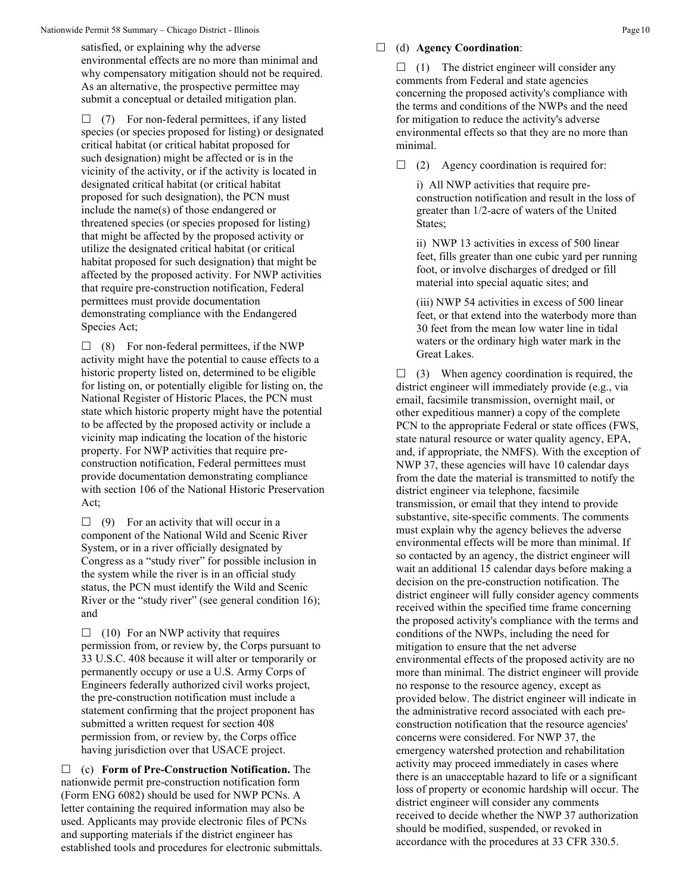satisfied, or explaining why the adverse environmental effects are no more than minimal and why compensatory mitigation should not be required. As an alternative, the prospective permittee may submit a conceptual or detailed mitigation plan.

☐ (7) For non-federal permittees, if any listed species (or species proposed for listing) or designated critical habitat (or critical habitat proposed for such designation) might be affected or is in the vicinity of the activity, or if the activity is located in designated critical habitat (or critical habitat proposed for such designation), the PCN must include the name(s) of those endangered or threatened species (or species proposed for listing) that might be affected by the proposed activity or utilize the designated critical habitat (or critical habitat proposed for such designation) that might be affected by the proposed activity. For NWP activities that require pre-construction notification, Federal permittees must provide documentation demonstrating compliance with the Endangered Species Act;

☐ (8) For non-federal permittees, if the NWP activity might have the potential to cause effects to a historic property listed on, determined to be eligible for listing on, or potentially eligible for listing on, the National Register of Historic Places, the PCN must state which historic property might have the potential to be affected by the proposed activity or include a vicinity map indicating the location of the historic property. For NWP activities that require pre-construction notification, Federal permittees must provide documentation demonstrating compliance with section 106 of the National Historic Preservation Act;

☐ (9) For an activity that will occur in a component of the National Wild and Scenic River System, or in a river officially designated by Congress as a "study river" for possible inclusion in the system while the river is in an official study status, the PCN must identify the Wild and Scenic River or the "study river" (see general condition 16); and

☐ (10) For an NWP activity that requires permission from, or review by, the Corps pursuant to 33 U.S.C. 408 because it will alter or temporarily or permanently occupy or use a U.S. Army Corps of Engineers federally authorized civil works project, the pre-construction notification must include a statement confirming that the project proponent has submitted a written request for section 408 permission from, or review by, the Corps office having jurisdiction over that USACE project.

☐ (c) **Form of Pre-Construction Notification.** The nationwide permit pre-construction notification form (Form ENG 6082) should be used for NWP PCNs. A letter containing the required information may also be used. Applicants may provide electronic files of PCNs and supporting materials if the district engineer has established tools and procedures for electronic submittals.

☐ (d) **Agency Coordination**:

☐ (1) The district engineer will consider any comments from Federal and state agencies concerning the proposed activity's compliance with the terms and conditions of the NWPs and the need for mitigation to reduce the activity's adverse environmental effects so that they are no more than minimal.

☐ (2) Agency coordination is required for:

i) All NWP activities that require pre-construction notification and result in the loss of greater than 1/2-acre of waters of the United States;

ii) NWP 13 activities in excess of 500 linear feet, fills greater than one cubic yard per running foot, or involve discharges of dredged or fill material into special aquatic sites; and

(iii) NWP 54 activities in excess of 500 linear feet, or that extend into the waterbody more than 30 feet from the mean low water line in tidal waters or the ordinary high water mark in the Great Lakes.

☐ (3) When agency coordination is required, the district engineer will immediately provide (e.g., via email, facsimile transmission, overnight mail, or other expeditious manner) a copy of the complete PCN to the appropriate Federal or state offices (FWS, state natural resource or water quality agency, EPA, and, if appropriate, the NMFS). With the exception of NWP 37, these agencies will have 10 calendar days from the date the material is transmitted to notify the district engineer via telephone, facsimile transmission, or email that they intend to provide substantive, site-specific comments. The comments must explain why the agency believes the adverse environmental effects will be more than minimal. If so contacted by an agency, the district engineer will wait an additional 15 calendar days before making a decision on the pre-construction notification. The district engineer will fully consider agency comments received within the specified time frame concerning the proposed activity's compliance with the terms and conditions of the NWPs, including the need for mitigation to ensure that the net adverse environmental effects of the proposed activity are no more than minimal. The district engineer will provide no response to the resource agency, except as provided below. The district engineer will indicate in the administrative record associated with each pre-construction notification that the resource agencies' concerns were considered. For NWP 37, the emergency watershed protection and rehabilitation activity may proceed immediately in cases where there is an unacceptable hazard to life or a significant loss of property or economic hardship will occur. The district engineer will consider any comments received to decide whether the NWP 37 authorization should be modified, suspended, or revoked in accordance with the procedures at 33 CFR 330.5.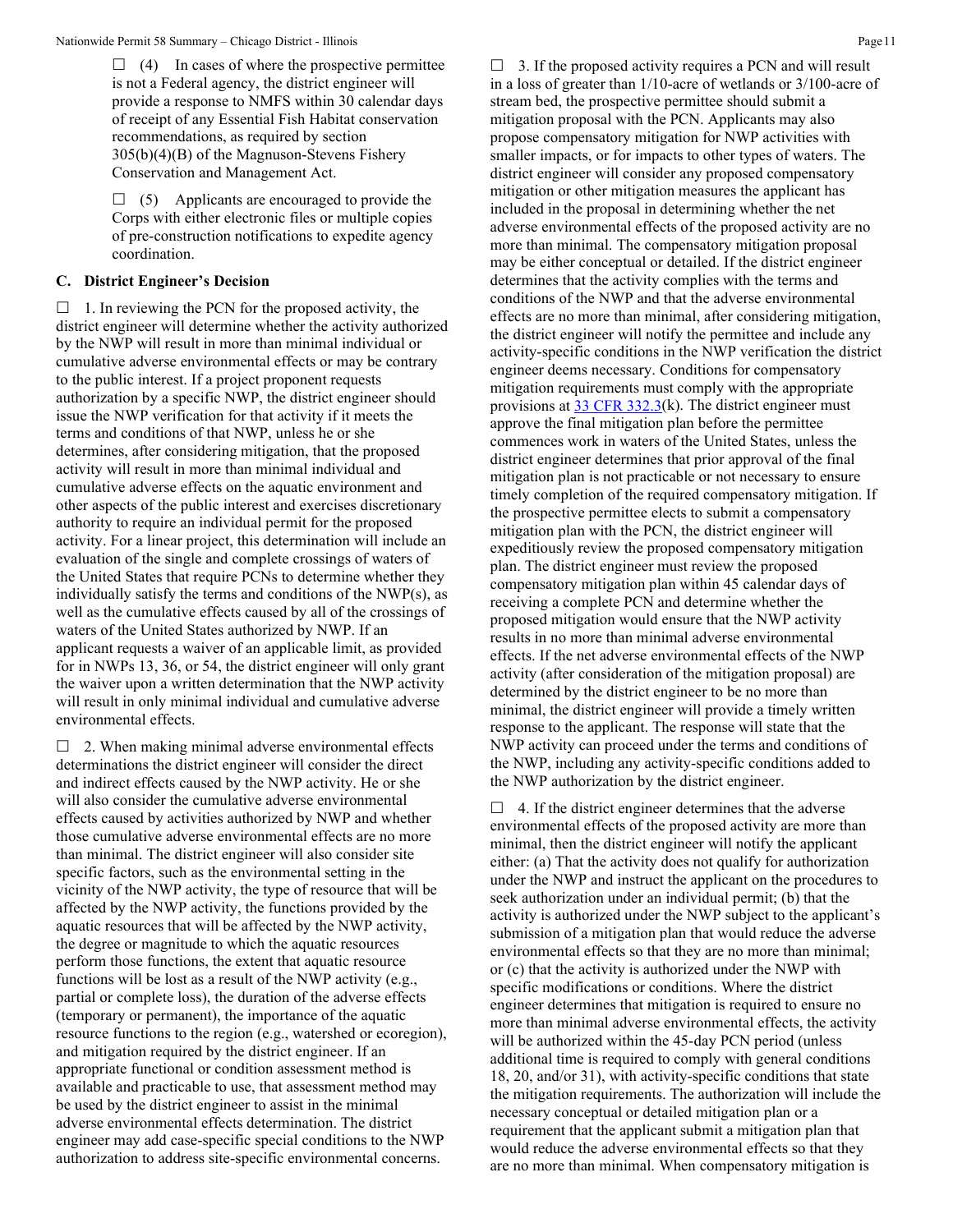☐ (4) In cases of where the prospective permittee is not a Federal agency, the district engineer will provide a response to NMFS within 30 calendar days of receipt of any Essential Fish Habitat conservation recommendations, as required by section 305(b)(4)(B) of the Magnuson-Stevens Fishery Conservation and Management Act.

☐ (5) Applicants are encouraged to provide the Corps with either electronic files or multiple copies of pre-construction notifications to expedite agency coordination.

**C. District Engineer's Decision**

☐ 1. In reviewing the PCN for the proposed activity, the district engineer will determine whether the activity authorized by the NWP will result in more than minimal individual or cumulative adverse environmental effects or may be contrary to the public interest. If a project proponent requests authorization by a specific NWP, the district engineer should issue the NWP verification for that activity if it meets the terms and conditions of that NWP, unless he or she determines, after considering mitigation, that the proposed activity will result in more than minimal individual and cumulative adverse effects on the aquatic environment and other aspects of the public interest and exercises discretionary authority to require an individual permit for the proposed activity. For a linear project, this determination will include an evaluation of the single and complete crossings of waters of the United States that require PCNs to determine whether they individually satisfy the terms and conditions of the NWP(s), as well as the cumulative effects caused by all of the crossings of waters of the United States authorized by NWP. If an applicant requests a waiver of an applicable limit, as provided for in NWPs 13, 36, or 54, the district engineer will only grant the waiver upon a written determination that the NWP activity will result in only minimal individual and cumulative adverse environmental effects.

☐ 2. When making minimal adverse environmental effects determinations the district engineer will consider the direct and indirect effects caused by the NWP activity. He or she will also consider the cumulative adverse environmental effects caused by activities authorized by NWP and whether those cumulative adverse environmental effects are no more than minimal. The district engineer will also consider site specific factors, such as the environmental setting in the vicinity of the NWP activity, the type of resource that will be affected by the NWP activity, the functions provided by the aquatic resources that will be affected by the NWP activity, the degree or magnitude to which the aquatic resources perform those functions, the extent that aquatic resource functions will be lost as a result of the NWP activity (e.g., partial or complete loss), the duration of the adverse effects (temporary or permanent), the importance of the aquatic resource functions to the region (e.g., watershed or ecoregion), and mitigation required by the district engineer. If an appropriate functional or condition assessment method is available and practicable to use, that assessment method may be used by the district engineer to assist in the minimal adverse environmental effects determination. The district engineer may add case-specific special conditions to the NWP authorization to address site-specific environmental concerns.

☐ 3. If the proposed activity requires a PCN and will result in a loss of greater than 1/10-acre of wetlands or 3/100-acre of stream bed, the prospective permittee should submit a mitigation proposal with the PCN. Applicants may also propose compensatory mitigation for NWP activities with smaller impacts, or for impacts to other types of waters. The district engineer will consider any proposed compensatory mitigation or other mitigation measures the applicant has included in the proposal in determining whether the net adverse environmental effects of the proposed activity are no more than minimal. The compensatory mitigation proposal may be either conceptual or detailed. If the district engineer determines that the activity complies with the terms and conditions of the NWP and that the adverse environmental effects are no more than minimal, after considering mitigation, the district engineer will notify the permittee and include any activity-specific conditions in the NWP verification the district engineer deems necessary. Conditions for compensatory mitigation requirements must comply with the appropriate provisions at 33 CFR 332.3(k). The district engineer must approve the final mitigation plan before the permittee commences work in waters of the United States, unless the district engineer determines that prior approval of the final mitigation plan is not practicable or not necessary to ensure timely completion of the required compensatory mitigation. If the prospective permittee elects to submit a compensatory mitigation plan with the PCN, the district engineer will expeditiously review the proposed compensatory mitigation plan. The district engineer must review the proposed compensatory mitigation plan within 45 calendar days of receiving a complete PCN and determine whether the proposed mitigation would ensure that the NWP activity results in no more than minimal adverse environmental effects. If the net adverse environmental effects of the NWP activity (after consideration of the mitigation proposal) are determined by the district engineer to be no more than minimal, the district engineer will provide a timely written response to the applicant. The response will state that the NWP activity can proceed under the terms and conditions of the NWP, including any activity-specific conditions added to the NWP authorization by the district engineer.

☐ 4. If the district engineer determines that the adverse environmental effects of the proposed activity are more than minimal, then the district engineer will notify the applicant either: (a) That the activity does not qualify for authorization under the NWP and instruct the applicant on the procedures to seek authorization under an individual permit; (b) that the activity is authorized under the NWP subject to the applicant's submission of a mitigation plan that would reduce the adverse environmental effects so that they are no more than minimal; or (c) that the activity is authorized under the NWP with specific modifications or conditions. Where the district engineer determines that mitigation is required to ensure no more than minimal adverse environmental effects, the activity will be authorized within the 45-day PCN period (unless additional time is required to comply with general conditions 18, 20, and/or 31), with activity-specific conditions that state the mitigation requirements. The authorization will include the necessary conceptual or detailed mitigation plan or a requirement that the applicant submit a mitigation plan that would reduce the adverse environmental effects so that they are no more than minimal. When compensatory mitigation is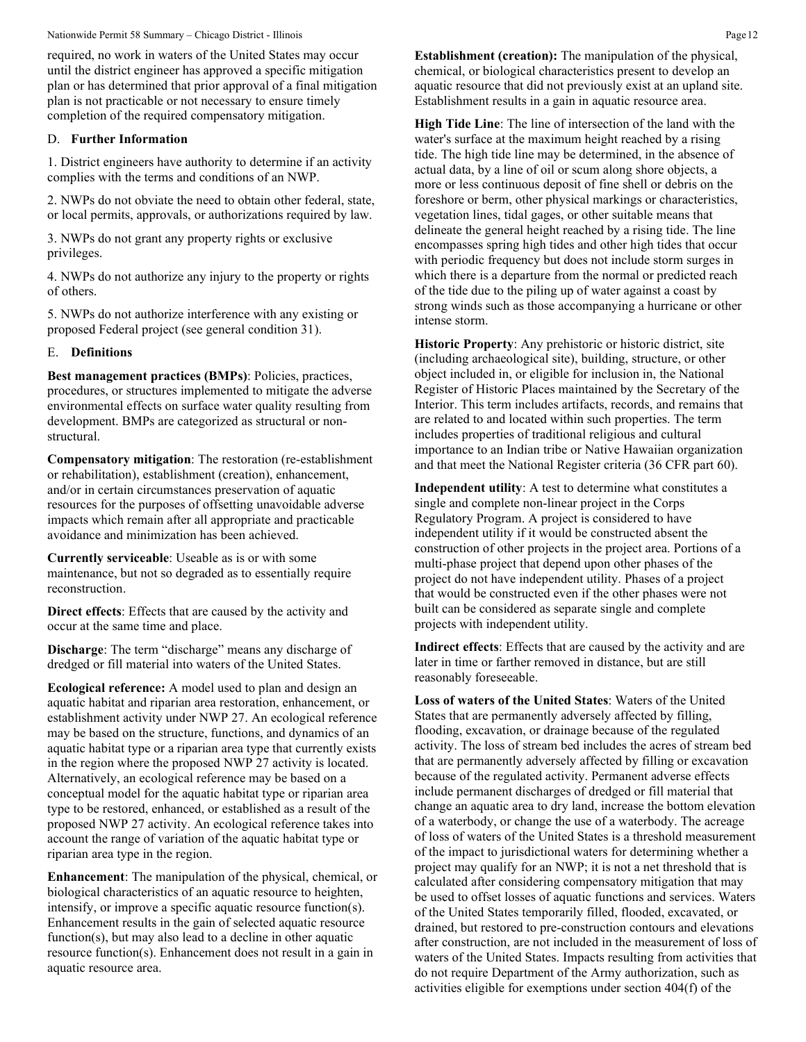required, no work in waters of the United States may occur until the district engineer has approved a specific mitigation plan or has determined that prior approval of a final mitigation plan is not practicable or not necessary to ensure timely completion of the required compensatory mitigation.

## D. Further Information

1. District engineers have authority to determine if an activity complies with the terms and conditions of an NWP.

2. NWPs do not obviate the need to obtain other federal, state, or local permits, approvals, or authorizations required by law.

3. NWPs do not grant any property rights or exclusive privileges.

4. NWPs do not authorize any injury to the property or rights of others.

5. NWPs do not authorize interference with any existing or proposed Federal project (see general condition 31).

## E. Definitions

**Best management practices (BMPs)**: Policies, practices, procedures, or structures implemented to mitigate the adverse environmental effects on surface water quality resulting from development. BMPs are categorized as structural or non-structural.

**Compensatory mitigation**: The restoration (re-establishment or rehabilitation), establishment (creation), enhancement, and/or in certain circumstances preservation of aquatic resources for the purposes of offsetting unavoidable adverse impacts which remain after all appropriate and practicable avoidance and minimization has been achieved.

**Currently serviceable**: Useable as is or with some maintenance, but not so degraded as to essentially require reconstruction.

**Direct effects**: Effects that are caused by the activity and occur at the same time and place.

**Discharge**: The term "discharge" means any discharge of dredged or fill material into waters of the United States.

**Ecological reference:** A model used to plan and design an aquatic habitat and riparian area restoration, enhancement, or establishment activity under NWP 27. An ecological reference may be based on the structure, functions, and dynamics of an aquatic habitat type or a riparian area type that currently exists in the region where the proposed NWP 27 activity is located. Alternatively, an ecological reference may be based on a conceptual model for the aquatic habitat type or riparian area type to be restored, enhanced, or established as a result of the proposed NWP 27 activity. An ecological reference takes into account the range of variation of the aquatic habitat type or riparian area type in the region.

**Enhancement**: The manipulation of the physical, chemical, or biological characteristics of an aquatic resource to heighten, intensify, or improve a specific aquatic resource function(s). Enhancement results in the gain of selected aquatic resource function(s), but may also lead to a decline in other aquatic resource function(s). Enhancement does not result in a gain in aquatic resource area.

**Establishment (creation):** The manipulation of the physical, chemical, or biological characteristics present to develop an aquatic resource that did not previously exist at an upland site. Establishment results in a gain in aquatic resource area.

**High Tide Line**: The line of intersection of the land with the water's surface at the maximum height reached by a rising tide. The high tide line may be determined, in the absence of actual data, by a line of oil or scum along shore objects, a more or less continuous deposit of fine shell or debris on the foreshore or berm, other physical markings or characteristics, vegetation lines, tidal gages, or other suitable means that delineate the general height reached by a rising tide. The line encompasses spring high tides and other high tides that occur with periodic frequency but does not include storm surges in which there is a departure from the normal or predicted reach of the tide due to the piling up of water against a coast by strong winds such as those accompanying a hurricane or other intense storm.

**Historic Property**: Any prehistoric or historic district, site (including archaeological site), building, structure, or other object included in, or eligible for inclusion in, the National Register of Historic Places maintained by the Secretary of the Interior. This term includes artifacts, records, and remains that are related to and located within such properties. The term includes properties of traditional religious and cultural importance to an Indian tribe or Native Hawaiian organization and that meet the National Register criteria (36 CFR part 60).

**Independent utility**: A test to determine what constitutes a single and complete non-linear project in the Corps Regulatory Program. A project is considered to have independent utility if it would be constructed absent the construction of other projects in the project area. Portions of a multi-phase project that depend upon other phases of the project do not have independent utility. Phases of a project that would be constructed even if the other phases were not built can be considered as separate single and complete projects with independent utility.

**Indirect effects**: Effects that are caused by the activity and are later in time or farther removed in distance, but are still reasonably foreseeable.

**Loss of waters of the United States**: Waters of the United States that are permanently adversely affected by filling, flooding, excavation, or drainage because of the regulated activity. The loss of stream bed includes the acres of stream bed that are permanently adversely affected by filling or excavation because of the regulated activity. Permanent adverse effects include permanent discharges of dredged or fill material that change an aquatic area to dry land, increase the bottom elevation of a waterbody, or change the use of a waterbody. The acreage of loss of waters of the United States is a threshold measurement of the impact to jurisdictional waters for determining whether a project may qualify for an NWP; it is not a net threshold that is calculated after considering compensatory mitigation that may be used to offset losses of aquatic functions and services. Waters of the United States temporarily filled, flooded, excavated, or drained, but restored to pre-construction contours and elevations after construction, are not included in the measurement of loss of waters of the United States. Impacts resulting from activities that do not require Department of the Army authorization, such as activities eligible for exemptions under section 404(f) of the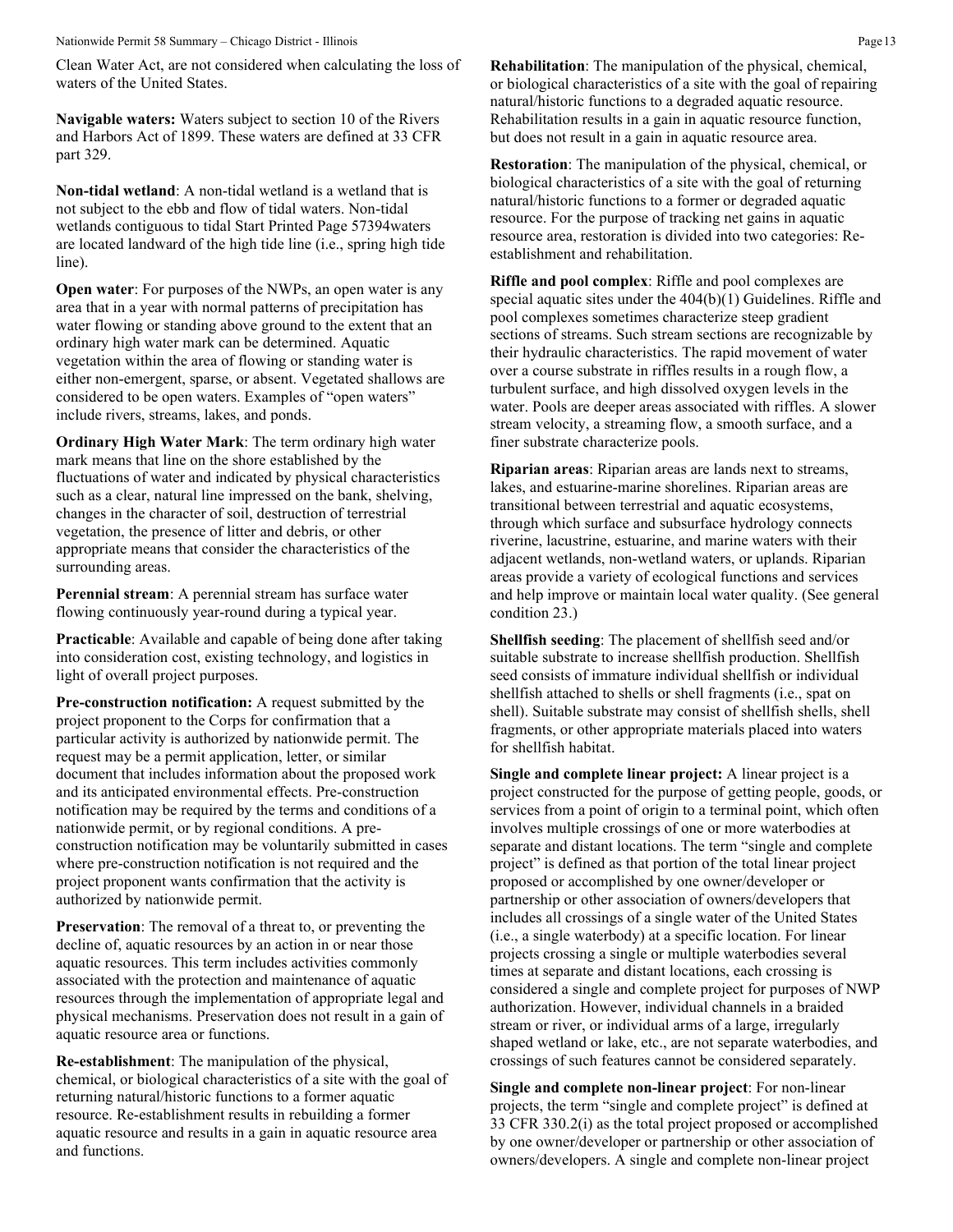Clean Water Act, are not considered when calculating the loss of waters of the United States.

**Navigable waters:** Waters subject to section 10 of the Rivers and Harbors Act of 1899. These waters are defined at 33 CFR part 329.

**Non-tidal wetland**: A non-tidal wetland is a wetland that is not subject to the ebb and flow of tidal waters. Non-tidal wetlands contiguous to tidal Start Printed Page 57394waters are located landward of the high tide line (i.e., spring high tide line).

**Open water**: For purposes of the NWPs, an open water is any area that in a year with normal patterns of precipitation has water flowing or standing above ground to the extent that an ordinary high water mark can be determined. Aquatic vegetation within the area of flowing or standing water is either non-emergent, sparse, or absent. Vegetated shallows are considered to be open waters. Examples of "open waters" include rivers, streams, lakes, and ponds.

**Ordinary High Water Mark**: The term ordinary high water mark means that line on the shore established by the fluctuations of water and indicated by physical characteristics such as a clear, natural line impressed on the bank, shelving, changes in the character of soil, destruction of terrestrial vegetation, the presence of litter and debris, or other appropriate means that consider the characteristics of the surrounding areas.

**Perennial stream**: A perennial stream has surface water flowing continuously year-round during a typical year.

**Practicable**: Available and capable of being done after taking into consideration cost, existing technology, and logistics in light of overall project purposes.

**Pre-construction notification:** A request submitted by the project proponent to the Corps for confirmation that a particular activity is authorized by nationwide permit. The request may be a permit application, letter, or similar document that includes information about the proposed work and its anticipated environmental effects. Pre-construction notification may be required by the terms and conditions of a nationwide permit, or by regional conditions. A pre-construction notification may be voluntarily submitted in cases where pre-construction notification is not required and the project proponent wants confirmation that the activity is authorized by nationwide permit.

**Preservation**: The removal of a threat to, or preventing the decline of, aquatic resources by an action in or near those aquatic resources. This term includes activities commonly associated with the protection and maintenance of aquatic resources through the implementation of appropriate legal and physical mechanisms. Preservation does not result in a gain of aquatic resource area or functions.

**Re-establishment**: The manipulation of the physical, chemical, or biological characteristics of a site with the goal of returning natural/historic functions to a former aquatic resource. Re-establishment results in rebuilding a former aquatic resource and results in a gain in aquatic resource area and functions.

**Rehabilitation**: The manipulation of the physical, chemical, or biological characteristics of a site with the goal of repairing natural/historic functions to a degraded aquatic resource. Rehabilitation results in a gain in aquatic resource function, but does not result in a gain in aquatic resource area.

**Restoration**: The manipulation of the physical, chemical, or biological characteristics of a site with the goal of returning natural/historic functions to a former or degraded aquatic resource. For the purpose of tracking net gains in aquatic resource area, restoration is divided into two categories: Re-establishment and rehabilitation.

**Riffle and pool complex**: Riffle and pool complexes are special aquatic sites under the 404(b)(1) Guidelines. Riffle and pool complexes sometimes characterize steep gradient sections of streams. Such stream sections are recognizable by their hydraulic characteristics. The rapid movement of water over a course substrate in riffles results in a rough flow, a turbulent surface, and high dissolved oxygen levels in the water. Pools are deeper areas associated with riffles. A slower stream velocity, a streaming flow, a smooth surface, and a finer substrate characterize pools.

**Riparian areas**: Riparian areas are lands next to streams, lakes, and estuarine-marine shorelines. Riparian areas are transitional between terrestrial and aquatic ecosystems, through which surface and subsurface hydrology connects riverine, lacustrine, estuarine, and marine waters with their adjacent wetlands, non-wetland waters, or uplands. Riparian areas provide a variety of ecological functions and services and help improve or maintain local water quality. (See general condition 23.)

**Shellfish seeding**: The placement of shellfish seed and/or suitable substrate to increase shellfish production. Shellfish seed consists of immature individual shellfish or individual shellfish attached to shells or shell fragments (i.e., spat on shell). Suitable substrate may consist of shellfish shells, shell fragments, or other appropriate materials placed into waters for shellfish habitat.

**Single and complete linear project:** A linear project is a project constructed for the purpose of getting people, goods, or services from a point of origin to a terminal point, which often involves multiple crossings of one or more waterbodies at separate and distant locations. The term "single and complete project" is defined as that portion of the total linear project proposed or accomplished by one owner/developer or partnership or other association of owners/developers that includes all crossings of a single water of the United States (i.e., a single waterbody) at a specific location. For linear projects crossing a single or multiple waterbodies several times at separate and distant locations, each crossing is considered a single and complete project for purposes of NWP authorization. However, individual channels in a braided stream or river, or individual arms of a large, irregularly shaped wetland or lake, etc., are not separate waterbodies, and crossings of such features cannot be considered separately.

**Single and complete non-linear project**: For non-linear projects, the term "single and complete project" is defined at 33 CFR 330.2(i) as the total project proposed or accomplished by one owner/developer or partnership or other association of owners/developers. A single and complete non-linear project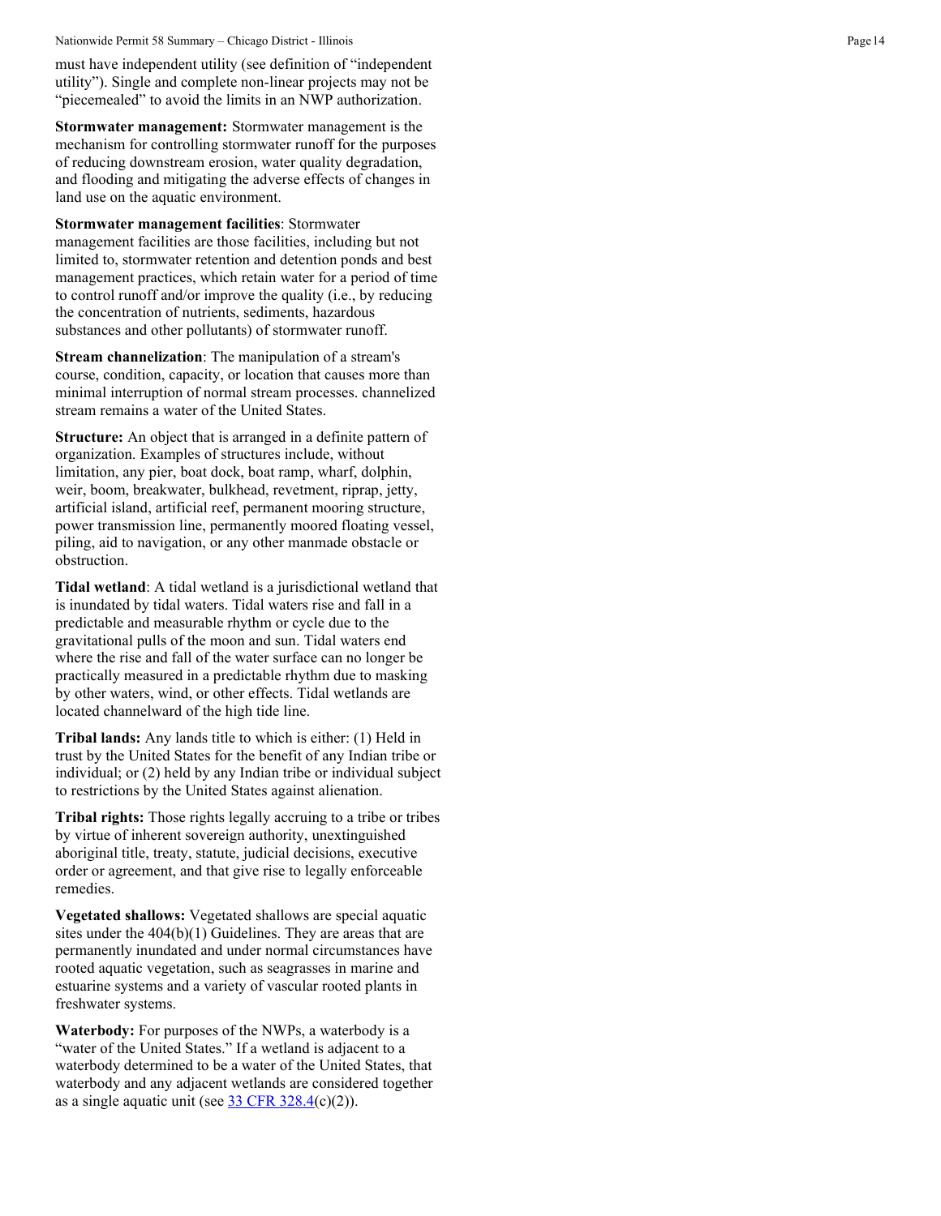must have independent utility (see definition of "independent utility"). Single and complete non-linear projects may not be "piecemealed" to avoid the limits in an NWP authorization.

**Stormwater management:** Stormwater management is the mechanism for controlling stormwater runoff for the purposes of reducing downstream erosion, water quality degradation, and flooding and mitigating the adverse effects of changes in land use on the aquatic environment.

**Stormwater management facilities**: Stormwater management facilities are those facilities, including but not limited to, stormwater retention and detention ponds and best management practices, which retain water for a period of time to control runoff and/or improve the quality (i.e., by reducing the concentration of nutrients, sediments, hazardous substances and other pollutants) of stormwater runoff.

**Stream channelization**: The manipulation of a stream's course, condition, capacity, or location that causes more than minimal interruption of normal stream processes. channelized stream remains a water of the United States.

**Structure:** An object that is arranged in a definite pattern of organization. Examples of structures include, without limitation, any pier, boat dock, boat ramp, wharf, dolphin, weir, boom, breakwater, bulkhead, revetment, riprap, jetty, artificial island, artificial reef, permanent mooring structure, power transmission line, permanently moored floating vessel, piling, aid to navigation, or any other manmade obstacle or obstruction.

**Tidal wetland**: A tidal wetland is a jurisdictional wetland that is inundated by tidal waters. Tidal waters rise and fall in a predictable and measurable rhythm or cycle due to the gravitational pulls of the moon and sun. Tidal waters end where the rise and fall of the water surface can no longer be practically measured in a predictable rhythm due to masking by other waters, wind, or other effects. Tidal wetlands are located channelward of the high tide line.

**Tribal lands:** Any lands title to which is either: (1) Held in trust by the United States for the benefit of any Indian tribe or individual; or (2) held by any Indian tribe or individual subject to restrictions by the United States against alienation.

**Tribal rights:** Those rights legally accruing to a tribe or tribes by virtue of inherent sovereign authority, unextinguished aboriginal title, treaty, statute, judicial decisions, executive order or agreement, and that give rise to legally enforceable remedies.

**Vegetated shallows:** Vegetated shallows are special aquatic sites under the 404(b)(1) Guidelines. They are areas that are permanently inundated and under normal circumstances have rooted aquatic vegetation, such as seagrasses in marine and estuarine systems and a variety of vascular rooted plants in freshwater systems.

**Waterbody:** For purposes of the NWPs, a waterbody is a "water of the United States." If a wetland is adjacent to a waterbody determined to be a water of the United States, that waterbody and any adjacent wetlands are considered together as a single aquatic unit (see 33 CFR 328.4(c)(2)).